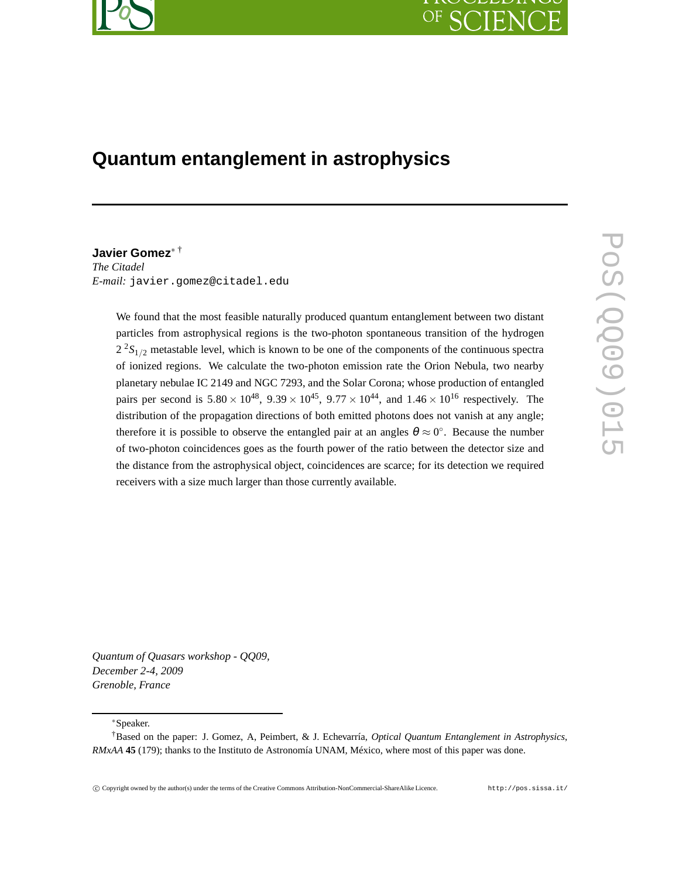# Quantum entanglement in astrophysics

**Javier Gomez**[∗ †]

*The Citadel*

*E-mail:* javier.gomez@citadel.edu

We found that the most feasible naturally produced quantum entanglement between two distant particles from astrophysical regions is the two-photon spontaneous transition of the hydrogen $2\,^2S_{1/2}$ metastable level, which is known to be one of the components of the continuous spectra of ionized regions. We calculate the two-photon emission rate the Orion Nebula, two nearby planetary nebulae IC 2149 and NGC 7293, and the Solar Corona; whose production of entangled pairs per second is $5.80 \times 10^{48}$, $9.39 \times 10^{45}$, $9.77 \times 10^{44}$, and $1.46 \times 10^{16}$ respectively. The distribution of the propagation directions of both emitted photons does not vanish at any angle; therefore it is possible to observe the entangled pair at an angles $\theta \approx 0^{\circ}$. Because the number of two-photon coincidences goes as the fourth power of the ratio between the detector size and the distance from the astrophysical object, coincidences are scarce; for its detection we required receivers with a size much larger than those currently available.

*Quantum of Quasars workshop - QQ09,*
*December 2-4, 2009*
*Grenoble, France*

---

[∗]Speaker.

[†]Based on the paper: J. Gomez, A, Peimbert, & J. Echevarría, *Optical Quantum Entanglement in Astrophysics*, *RMxAA* **45** (179); thanks to the Instituto de Astronomía UNAM, México, where most of this paper was done.

© Copyright owned by the author(s) under the terms of the Creative Commons Attribution-NonCommercial-ShareAlike Licence. http://pos.sissa.it/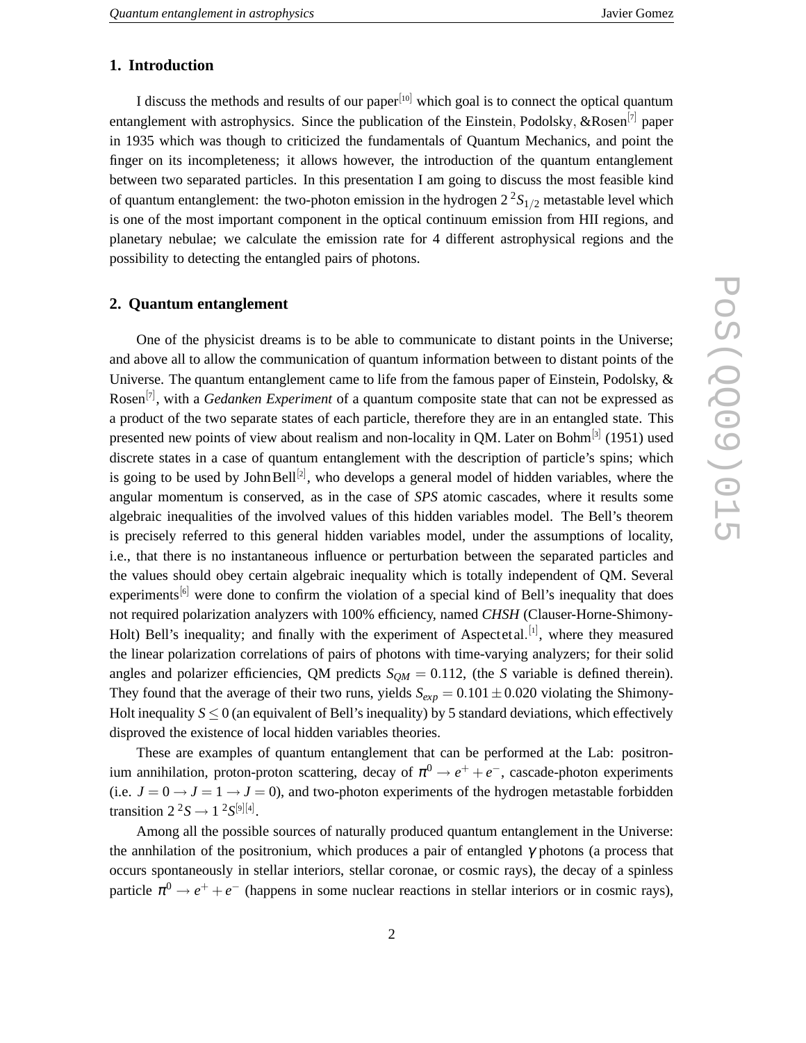## 1. Introduction

I discuss the methods and results of our paper[10] which goal is to connect the optical quantum entanglement with astrophysics. Since the publication of the Einstein, Podolsky, &Rosen[7] paper in 1935 which was though to criticized the fundamentals of Quantum Mechanics, and point the finger on its incompleteness; it allows however, the introduction of the quantum entanglement between two separated particles. In this presentation I am going to discuss the most feasible kind of quantum entanglement: the two-photon emission in the hydrogen $2\,^2S_{1/2}$ metastable level which is one of the most important component in the optical continuum emission from HII regions, and planetary nebulae; we calculate the emission rate for 4 different astrophysical regions and the possibility to detecting the entangled pairs of photons.

## 2. Quantum entanglement

One of the physicist dreams is to be able to communicate to distant points in the Universe; and above all to allow the communication of quantum information between to distant points of the Universe. The quantum entanglement came to life from the famous paper of Einstein, Podolsky, & Rosen[7], with a *Gedanken Experiment* of a quantum composite state that can not be expressed as a product of the two separate states of each particle, therefore they are in an entangled state. This presented new points of view about realism and non-locality in QM. Later on Bohm[3] (1951) used discrete states in a case of quantum entanglement with the description of particle's spins; which is going to be used by John Bell[2], who develops a general model of hidden variables, where the angular momentum is conserved, as in the case of *SPS* atomic cascades, where it results some algebraic inequalities of the involved values of this hidden variables model. The Bell's theorem is precisely referred to this general hidden variables model, under the assumptions of locality, i.e., that there is no instantaneous influence or perturbation between the separated particles and the values should obey certain algebraic inequality which is totally independent of QM. Several experiments[6] were done to confirm the violation of a special kind of Bell's inequality that does not required polarization analyzers with 100% efficiency, named *CHSH* (Clauser-Horne-Shimony-Holt) Bell's inequality; and finally with the experiment of Aspect et al.[1], where they measured the linear polarization correlations of pairs of photons with time-varying analyzers; for their solid angles and polarizer efficiencies, QM predicts $S_{QM} = 0.112$, (the $S$ variable is defined therein). They found that the average of their two runs, yields $S_{exp} = 0.101 \pm 0.020$ violating the Shimony-Holt inequality $S \leq 0$ (an equivalent of Bell's inequality) by 5 standard deviations, which effectively disproved the existence of local hidden variables theories.

These are examples of quantum entanglement that can be performed at the Lab: positronium annihilation, proton-proton scattering, decay of $\pi^0 \rightarrow e^+ + e^-$, cascade-photon experiments (i.e. $J = 0 \rightarrow J = 1 \rightarrow J = 0$), and two-photon experiments of the hydrogen metastable forbidden transition $2\,^2S \rightarrow 1\,^2S$[9][4].

Among all the possible sources of naturally produced quantum entanglement in the Universe: the annhilation of the positronium, which produces a pair of entangled $\gamma$ photons (a process that occurs spontaneously in stellar interiors, stellar coronae, or cosmic rays), the decay of a spinless particle $\pi^0 \rightarrow e^+ + e^-$ (happens in some nuclear reactions in stellar interiors or in cosmic rays),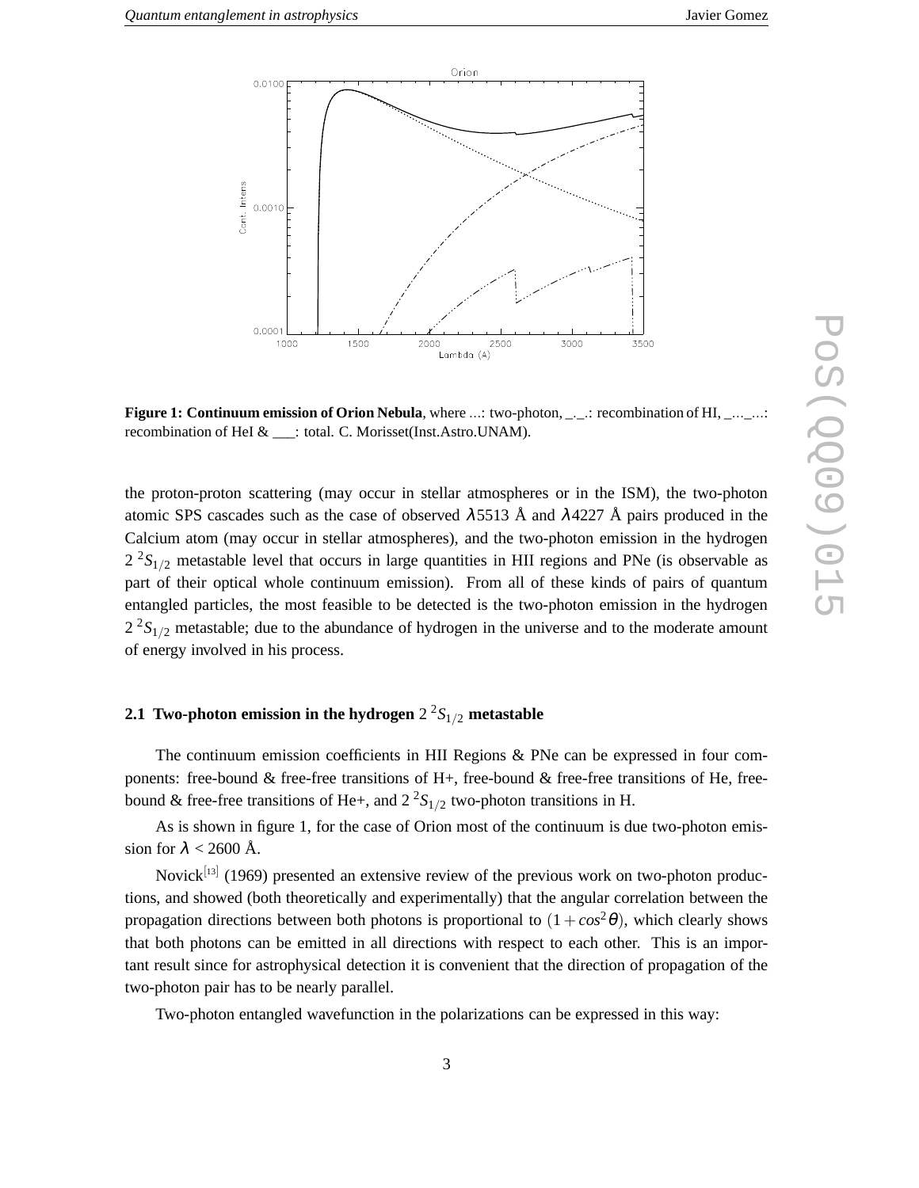**Figure 1: Continuum emission of Orion Nebula**, where ...: two-photon, _._.: recombination of HI, _..._...: recombination of HeI & ___: total. C. Morisset(Inst.Astro.UNAM).

the proton-proton scattering (may occur in stellar atmospheres or in the ISM), the two-photon atomic SPS cascades such as the case of observed $\lambda 5513$ Å and $\lambda 4227$ Å pairs produced in the Calcium atom (may occur in stellar atmospheres), and the two-photon emission in the hydrogen $2\,^2S_{1/2}$ metastable level that occurs in large quantities in HII regions and PNe (is observable as part of their optical whole continuum emission). From all of these kinds of pairs of quantum entangled particles, the most feasible to be detected is the two-photon emission in the hydrogen $2\,^2S_{1/2}$ metastable; due to the abundance of hydrogen in the universe and to the moderate amount of energy involved in his process.

### 2.1 Two-photon emission in the hydrogen $2\,^2S_{1/2}$ metastable

The continuum emission coefficients in HII Regions & PNe can be expressed in four components: free-bound & free-free transitions of H+, free-bound & free-free transitions of He, free-bound & free-free transitions of He+, and $2\,^2S_{1/2}$ two-photon transitions in H.

As is shown in figure 1, for the case of Orion most of the continuum is due two-photon emission for $\lambda < 2600$ Å.

Novick[13] (1969) presented an extensive review of the previous work on two-photon productions, and showed (both theoretically and experimentally) that the angular correlation between the propagation directions between both photons is proportional to $(1 + cos^2\theta)$, which clearly shows that both photons can be emitted in all directions with respect to each other. This is an important result since for astrophysical detection it is convenient that the direction of propagation of the two-photon pair has to be nearly parallel.

Two-photon entangled wavefunction in the polarizations can be expressed in this way: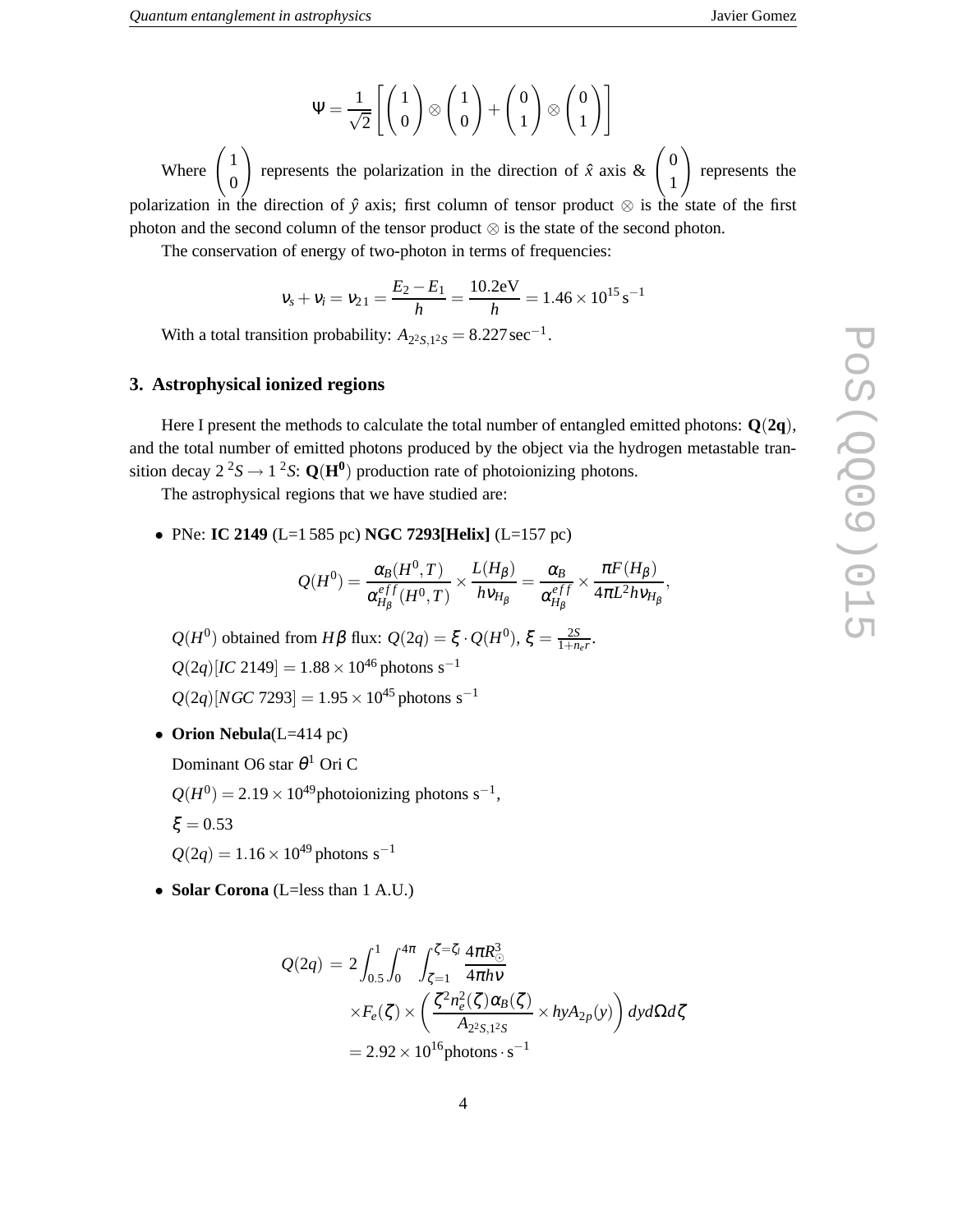$$\Psi = \frac{1}{\sqrt{2}} \left[ \begin{pmatrix} 1 \\ 0 \end{pmatrix} \otimes \begin{pmatrix} 1 \\ 0 \end{pmatrix} + \begin{pmatrix} 0 \\ 1 \end{pmatrix} \otimes \begin{pmatrix} 0 \\ 1 \end{pmatrix} \right]$$

Where $\begin{pmatrix} 1 \\ 0 \end{pmatrix}$ represents the polarization in the direction of $\hat{x}$ axis & $\begin{pmatrix} 0 \\ 1 \end{pmatrix}$ represents the polarization in the direction of $\hat{y}$ axis; first column of tensor product $\otimes$ is the state of the first photon and the second column of the tensor product $\otimes$ is the state of the second photon.

The conservation of energy of two-photon in terms of frequencies:

$$\nu_s + \nu_i = \nu_{21} = \frac{E_2 - E_1}{h} = \frac{10.2\text{eV}}{h} = 1.46 \times 10^{15}\,\text{s}^{-1}$$

With a total transition probability: $A_{2^2S,1^2S} = 8.227\,\text{sec}^{-1}$.

## 3. Astrophysical ionized regions

Here I present the methods to calculate the total number of entangled emitted photons: $\mathbf{Q(2q)}$, and the total number of emitted photons produced by the object via the hydrogen metastable transition decay $2\,^2S \to 1\,^2S$: $\mathbf{Q(H^0)}$ production rate of photoionizing photons.

The astrophysical regions that we have studied are:

- PNe: **IC 2149** (L=1 585 pc) **NGC 7293[Helix]** (L=157 pc)

  $$Q(H^0) = \frac{\alpha_B(H^0,T)}{\alpha^{eff}_{H_\beta}(H^0,T)} \times \frac{L(H_\beta)}{h\nu_{H_\beta}} = \frac{\alpha_B}{\alpha^{eff}_{H_\beta}} \times \frac{\pi F(H_\beta)}{4\pi L^2 h\nu_{H_\beta}},$$

  $Q(H^0)$ obtained from $H\beta$ flux: $Q(2q) = \xi \cdot Q(H^0)$, $\xi = \frac{2S}{1+n_e r}$.

  $Q(2q)[IC\ 2149] = 1.88 \times 10^{46}\,\text{photons s}^{-1}$

  $Q(2q)[NGC\ 7293] = 1.95 \times 10^{45}\,\text{photons s}^{-1}$

- **Orion Nebula**(L=414 pc)

  Dominant O6 star $\theta^1$ Ori C

  $Q(H^0) = 2.19 \times 10^{49}$photoionizing photons $\text{s}^{-1}$,

  $\xi = 0.53$

  $Q(2q) = 1.16 \times 10^{49}\,\text{photons s}^{-1}$

- **Solar Corona** (L=less than 1 A.U.)

  $$\begin{aligned} Q(2q) = &\ 2\int_{0.5}^{1}\int_{0}^{4\pi}\int_{\zeta=1}^{\zeta=\zeta_l} \frac{4\pi R_\odot^3}{4\pi h\nu} \\ &\times F_e(\zeta) \times \left( \frac{\zeta^2 n_e^2(\zeta)\alpha_B(\zeta)}{A_{2^2S,1^2S}} \times hyA_{2p}(y) \right) dy d\Omega d\zeta \\ &= 2.92 \times 10^{16}\text{photons} \cdot \text{s}^{-1} \end{aligned}$$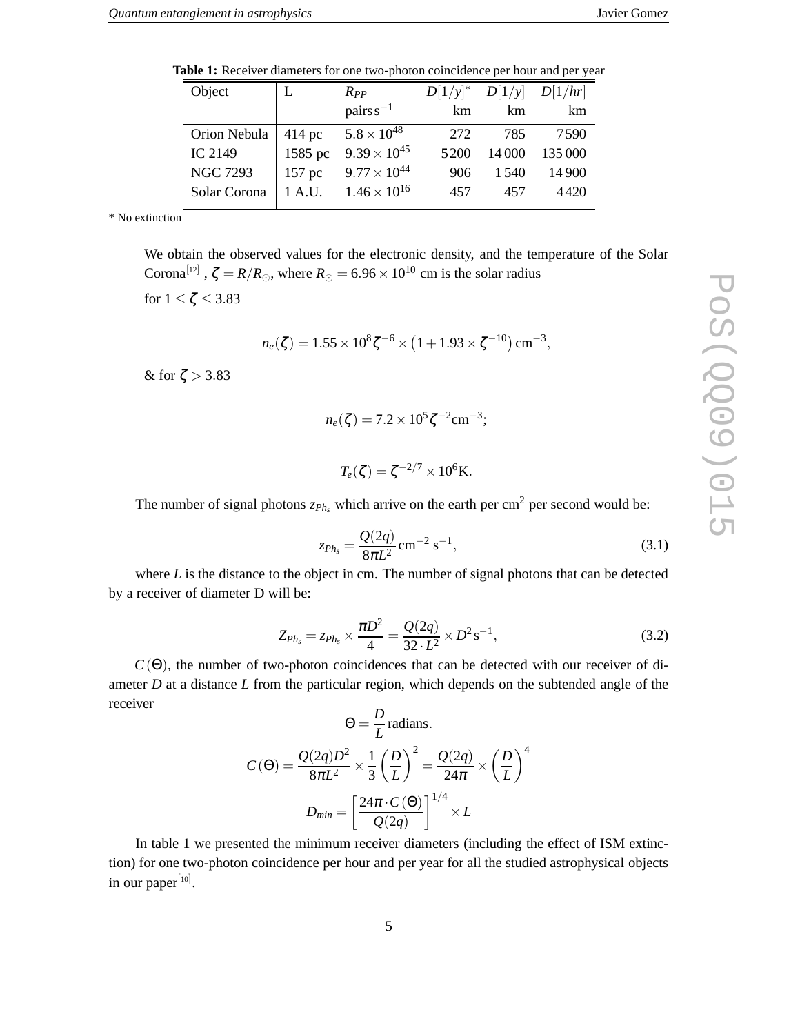**Table 1:** Receiver diameters for one two-photon coincidence per hour and per year

| Object | L | $R_{PP}$ pairs $\mathrm{s}^{-1}$ | $D[1/y]^*$ km | $D[1/y]$ km | $D[1/hr]$ km |
|---|---|---|---|---|---|
| Orion Nebula | 414 pc | $5.8 \times 10^{48}$ | 272 | 785 | 7 590 |
| IC 2149 | 1585 pc | $9.39 \times 10^{45}$ | 5 200 | 14 000 | 135 000 |
| NGC 7293 | 157 pc | $9.77 \times 10^{44}$ | 906 | 1 540 | 14 900 |
| Solar Corona | 1 A.U. | $1.46 \times 10^{16}$ | 457 | 457 | 4 420 |

* No extinction

We obtain the observed values for the electronic density, and the temperature of the Solar Corona[12] , $\zeta = R/R_{\odot}$, where $R_{\odot} = 6.96 \times 10^{10}$ cm is the solar radius

for $1 \leq \zeta \leq 3.83$

$$n_e(\zeta) = 1.55 \times 10^8 \zeta^{-6} \times \left(1 + 1.93 \times \zeta^{-10}\right) \mathrm{cm}^{-3},$$

& for $\zeta > 3.83$

$$n_e(\zeta) = 7.2 \times 10^5 \zeta^{-2} \mathrm{cm}^{-3};$$

$$T_e(\zeta) = \zeta^{-2/7} \times 10^6 \mathrm{K}.$$

The number of signal photons $z_{Ph_s}$ which arrive on the earth per cm$^2$ per second would be:

$$z_{Ph_s} = \frac{Q(2q)}{8\pi L^2} \mathrm{cm}^{-2}\ \mathrm{s}^{-1}, \tag{3.1}$$

where $L$ is the distance to the object in cm. The number of signal photons that can be detected by a receiver of diameter D will be:

$$Z_{Ph_s} = z_{Ph_s} \times \frac{\pi D^2}{4} = \frac{Q(2q)}{32 \cdot L^2} \times D^2 \mathrm{s}^{-1}, \tag{3.2}$$

$C(\Theta)$, the number of two-photon coincidences that can be detected with our receiver of diameter $D$ at a distance $L$ from the particular region, which depends on the subtended angle of the receiver

$$\Theta = \frac{D}{L} \,\text{radians}.$$

$$C(\Theta) = \frac{Q(2q)D^2}{8\pi L^2} \times \frac{1}{3}\left(\frac{D}{L}\right)^2 = \frac{Q(2q)}{24\pi} \times \left(\frac{D}{L}\right)^4$$

$$D_{min} = \left[\frac{24\pi \cdot C(\Theta)}{Q(2q)}\right]^{1/4} \times L$$

In table 1 we presented the minimum receiver diameters (including the effect of ISM extinction) for one two-photon coincidence per hour and per year for all the studied astrophysical objects in our paper[10].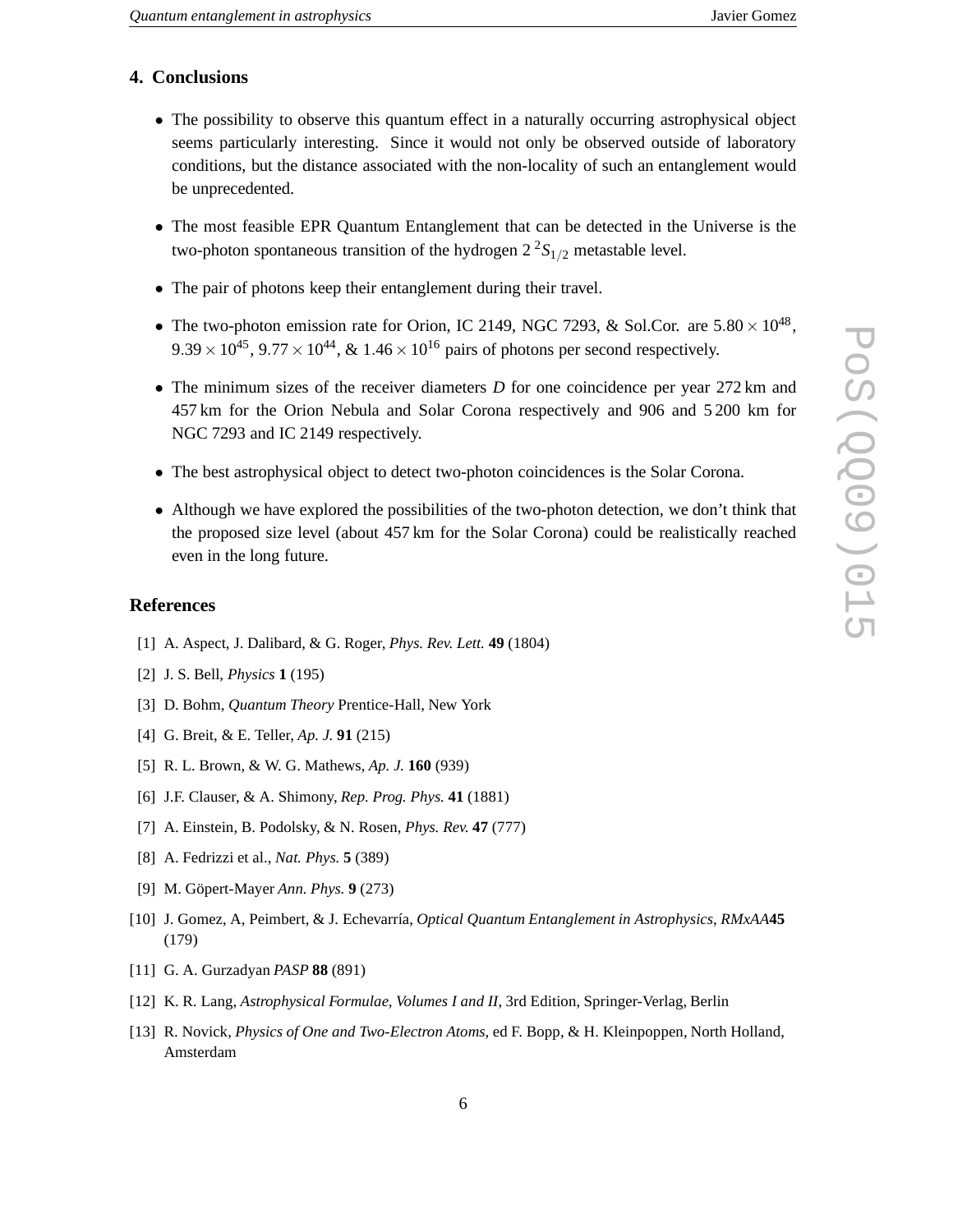## 4. Conclusions

- The possibility to observe this quantum effect in a naturally occurring astrophysical object seems particularly interesting. Since it would not only be observed outside of laboratory conditions, but the distance associated with the non-locality of such an entanglement would be unprecedented.
- The most feasible EPR Quantum Entanglement that can be detected in the Universe is the two-photon spontaneous transition of the hydrogen $2\,^2S_{1/2}$ metastable level.
- The pair of photons keep their entanglement during their travel.
- The two-photon emission rate for Orion, IC 2149, NGC 7293, & Sol.Cor. are $5.80 \times 10^{48}$, $9.39 \times 10^{45}$, $9.77 \times 10^{44}$, & $1.46 \times 10^{16}$ pairs of photons per second respectively.
- The minimum sizes of the receiver diameters $D$ for one coincidence per year 272 km and 457 km for the Orion Nebula and Solar Corona respectively and 906 and 5 200 km for NGC 7293 and IC 2149 respectively.
- The best astrophysical object to detect two-photon coincidences is the Solar Corona.
- Although we have explored the possibilities of the two-photon detection, we don't think that the proposed size level (about 457 km for the Solar Corona) could be realistically reached even in the long future.

## References

[1] A. Aspect, J. Dalibard, & G. Roger, *Phys. Rev. Lett.* **49** (1804)

[2] J. S. Bell, *Physics* **1** (195)

[3] D. Bohm, *Quantum Theory* Prentice-Hall, New York

[4] G. Breit, & E. Teller, *Ap. J.* **91** (215)

[5] R. L. Brown, & W. G. Mathews, *Ap. J.* **160** (939)

[6] J.F. Clauser, & A. Shimony, *Rep. Prog. Phys.* **41** (1881)

[7] A. Einstein, B. Podolsky, & N. Rosen, *Phys. Rev.* **47** (777)

[8] A. Fedrizzi et al., *Nat. Phys.* **5** (389)

[9] M. Göpert-Mayer *Ann. Phys.* **9** (273)

[10] J. Gomez, A, Peimbert, & J. Echevarría, *Optical Quantum Entanglement in Astrophysics*, *RMxAA* **45** (179)

[11] G. A. Gurzadyan *PASP* **88** (891)

[12] K. R. Lang, *Astrophysical Formulae, Volumes I and II*, 3rd Edition, Springer-Verlag, Berlin

[13] R. Novick, *Physics of One and Two-Electron Atoms*, ed F. Bopp, & H. Kleinpoppen, North Holland, Amsterdam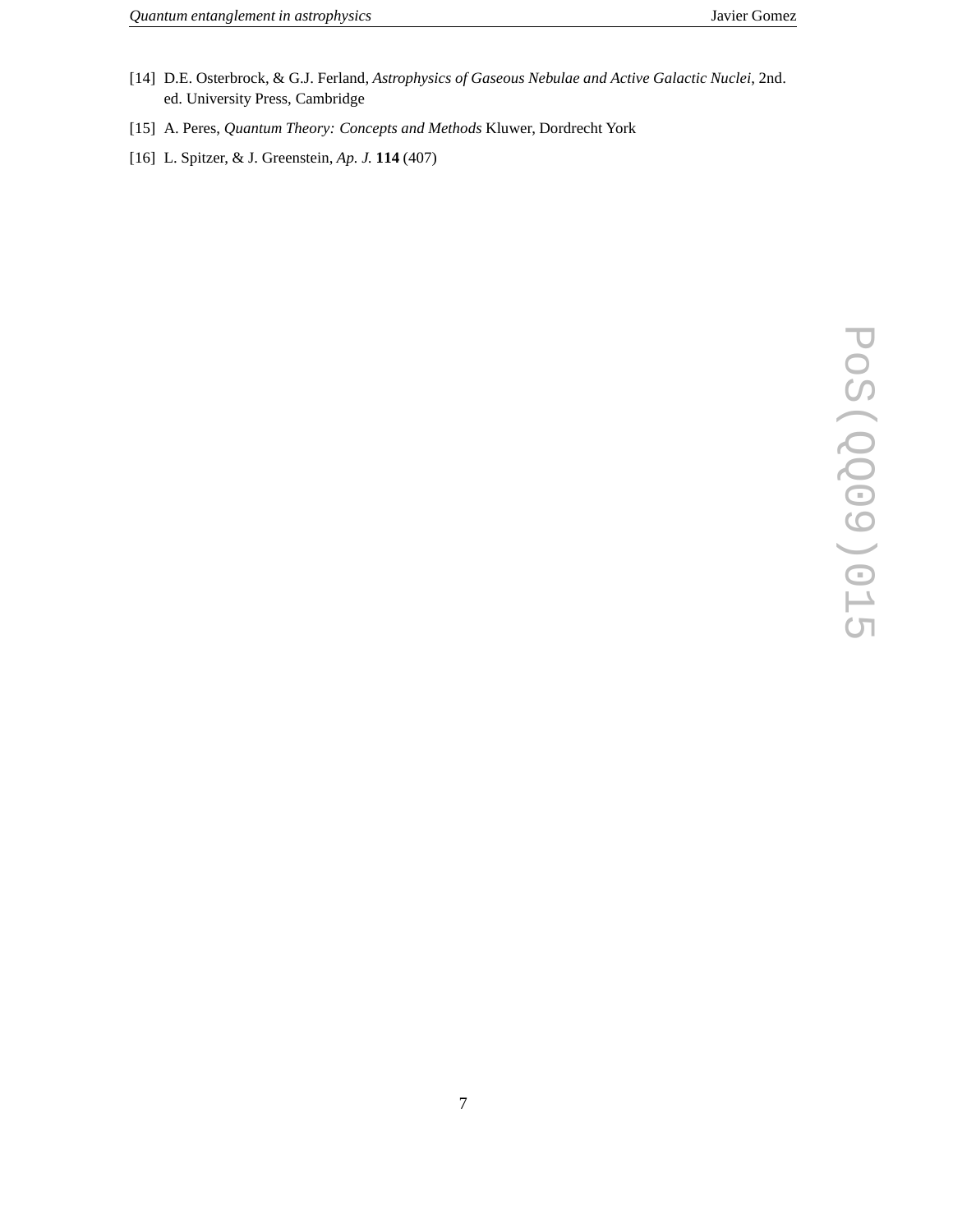[14] D.E. Osterbrock, & G.J. Ferland, *Astrophysics of Gaseous Nebulae and Active Galactic Nuclei*, 2nd. ed. University Press, Cambridge

[15] A. Peres, *Quantum Theory: Concepts and Methods* Kluwer, Dordrecht York

[16] L. Spitzer, & J. Greenstein, *Ap. J.* **114** (407)